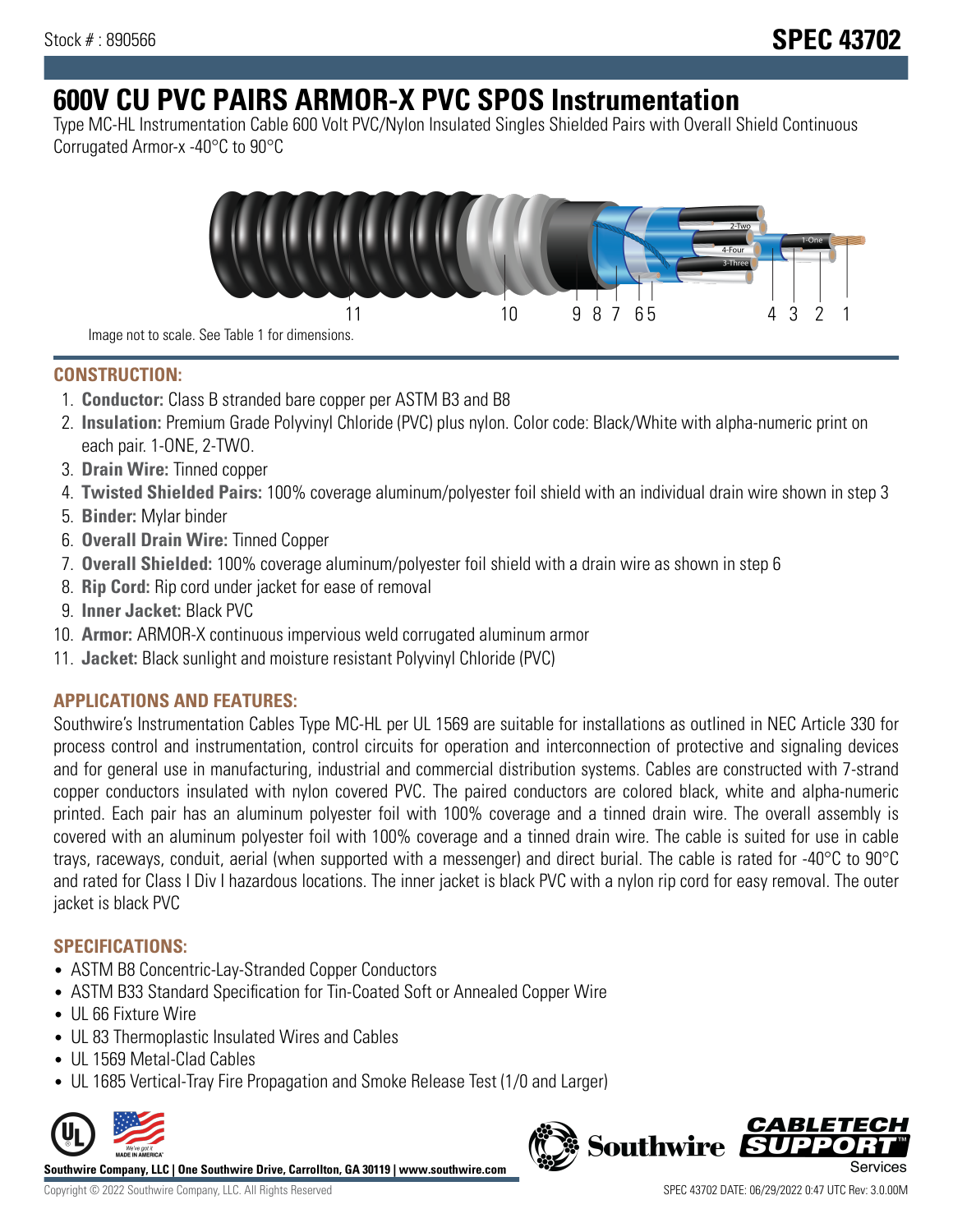Stock # : 890566

# SPEC 43702

# 600V CU PVC PAIRS ARMOR-X PVC SPOS Instrumentation

Type MC-HL Instrumentation Cable 600 Volt PVC/Nylon Insulated Singles Shielded Pairs with Overall Shield Continuous Corrugated Armor-x -40°C to 90°C

Image not to scale. See Table 1 for dimensions.

## CONSTRUCTION:

1. **Conductor:** Class B stranded bare copper per ASTM B3 and B8
2. **Insulation:** Premium Grade Polyvinyl Chloride (PVC) plus nylon. Color code: Black/White with alpha-numeric print on each pair. 1-ONE, 2-TWO.
3. **Drain Wire:** Tinned copper
4. **Twisted Shielded Pairs:** 100% coverage aluminum/polyester foil shield with an individual drain wire shown in step 3
5. **Binder:** Mylar binder
6. **Overall Drain Wire:** Tinned Copper
7. **Overall Shielded:** 100% coverage aluminum/polyester foil shield with a drain wire as shown in step 6
8. **Rip Cord:** Rip cord under jacket for ease of removal
9. **Inner Jacket:** Black PVC
10. **Armor:** ARMOR-X continuous impervious weld corrugated aluminum armor
11. **Jacket:** Black sunlight and moisture resistant Polyvinyl Chloride (PVC)

## APPLICATIONS AND FEATURES:

Southwire's Instrumentation Cables Type MC-HL per UL 1569 are suitable for installations as outlined in NEC Article 330 for process control and instrumentation, control circuits for operation and interconnection of protective and signaling devices and for general use in manufacturing, industrial and commercial distribution systems. Cables are constructed with 7-strand copper conductors insulated with nylon covered PVC. The paired conductors are colored black, white and alpha-numeric printed. Each pair has an aluminum polyester foil with 100% coverage and a tinned drain wire. The overall assembly is covered with an aluminum polyester foil with 100% coverage and a tinned drain wire. The cable is suited for use in cable trays, raceways, conduit, aerial (when supported with a messenger) and direct burial. The cable is rated for -40°C to 90°C and rated for Class I Div I hazardous locations. The inner jacket is black PVC with a nylon rip cord for easy removal. The outer jacket is black PVC

## SPECIFICATIONS:

- ASTM B8 Concentric-Lay-Stranded Copper Conductors
- ASTM B33 Standard Specification for Tin-Coated Soft or Annealed Copper Wire
- UL 66 Fixture Wire
- UL 83 Thermoplastic Insulated Wires and Cables
- UL 1569 Metal-Clad Cables
- UL 1685 Vertical-Tray Fire Propagation and Smoke Release Test (1/0 and Larger)

**Southwire Company, LLC | One Southwire Drive, Carrollton, GA 30119 | www.southwire.com**

Copyright © 2022 Southwire Company, LLC. All Rights Reserved

SPEC 43702 DATE: 06/29/2022 0:47 UTC Rev: 3.0.00M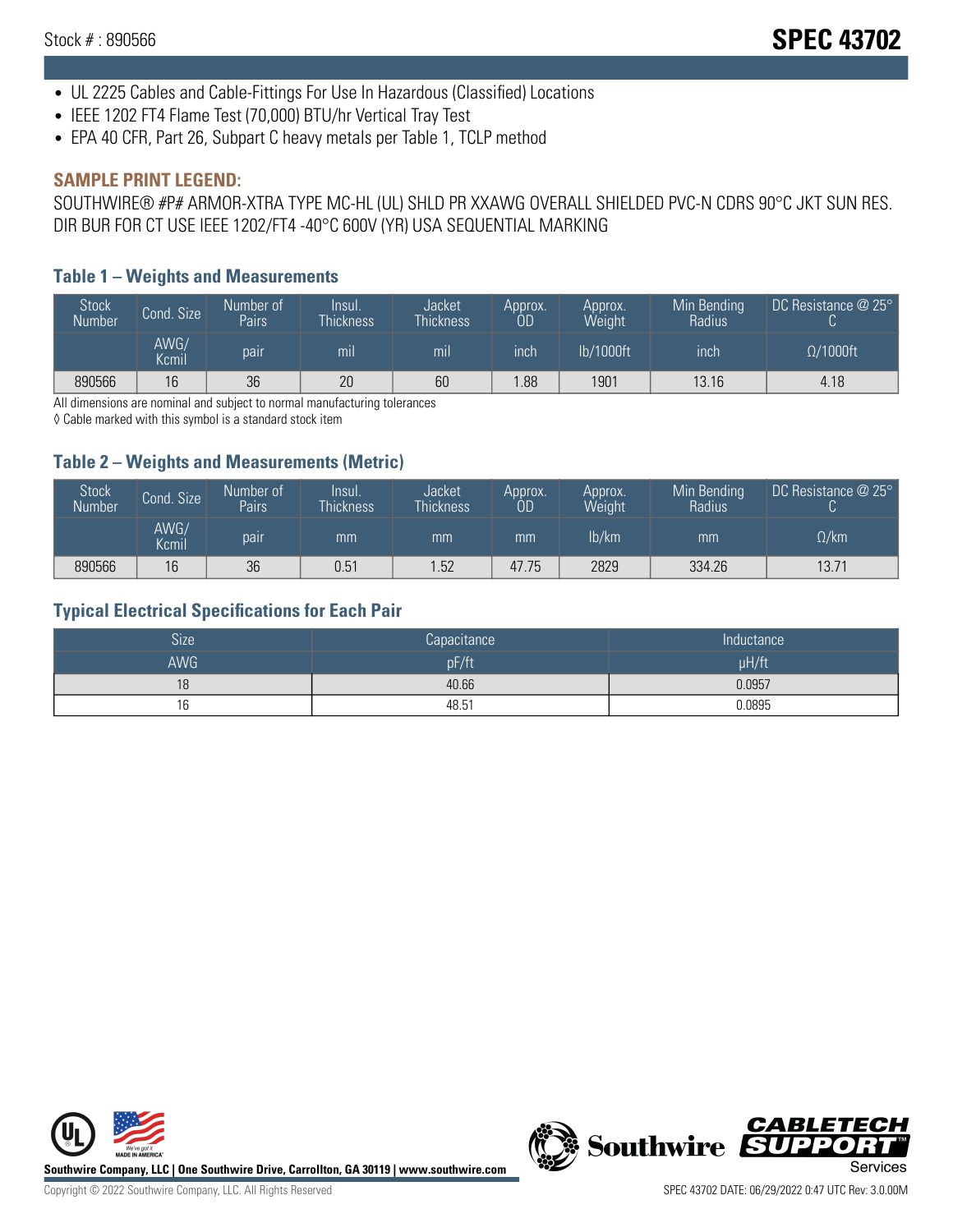- UL 2225 Cables and Cable-Fittings For Use In Hazardous (Classified) Locations
- IEEE 1202 FT4 Flame Test (70,000) BTU/hr Vertical Tray Test
- EPA 40 CFR, Part 26, Subpart C heavy metals per Table 1, TCLP method

### SAMPLE PRINT LEGEND:

SOUTHWIRE® #P# ARMOR-XTRA TYPE MC-HL (UL) SHLD PR XXAWG OVERALL SHIELDED PVC-N CDRS 90°C JKT SUN RES. DIR BUR FOR CT USE IEEE 1202/FT4 -40°C 600V (YR) USA SEQUENTIAL MARKING

### Table 1 – Weights and Measurements

| Stock Number | Cond. Size | Number of Pairs | Insul. Thickness | Jacket Thickness | Approx. OD | Approx. Weight | Min Bending Radius | DC Resistance @ 25° C |
|---|---|---|---|---|---|---|---|---|
| | AWG/ Kcmil | pair | mil | mil | inch | lb/1000ft | inch | Ω/1000ft |
| 890566 | 16 | 36 | 20 | 60 | 1.88 | 1901 | 13.16 | 4.18 |

All dimensions are nominal and subject to normal manufacturing tolerances

◊ Cable marked with this symbol is a standard stock item

### Table 2 – Weights and Measurements (Metric)

| Stock Number | Cond. Size | Number of Pairs | Insul. Thickness | Jacket Thickness | Approx. OD | Approx. Weight | Min Bending Radius | DC Resistance @ 25° C |
|---|---|---|---|---|---|---|---|---|
| | AWG/ Kcmil | pair | mm | mm | mm | lb/km | mm | Ω/km |
| 890566 | 16 | 36 | 0.51 | 1.52 | 47.75 | 2829 | 334.26 | 13.71 |

### Typical Electrical Specifications for Each Pair

| Size | Capacitance | Inductance |
|---|---|---|
| AWG | pF/ft | μH/ft |
| 18 | 40.66 | 0.0957 |
| 16 | 48.51 | 0.0895 |

Southwire Company, LLC | One Southwire Drive, Carrollton, GA 30119 | www.southwire.com

Copyright © 2022 Southwire Company, LLC. All Rights Reserved

SPEC 43702 DATE: 06/29/2022 0:47 UTC Rev: 3.0.00M